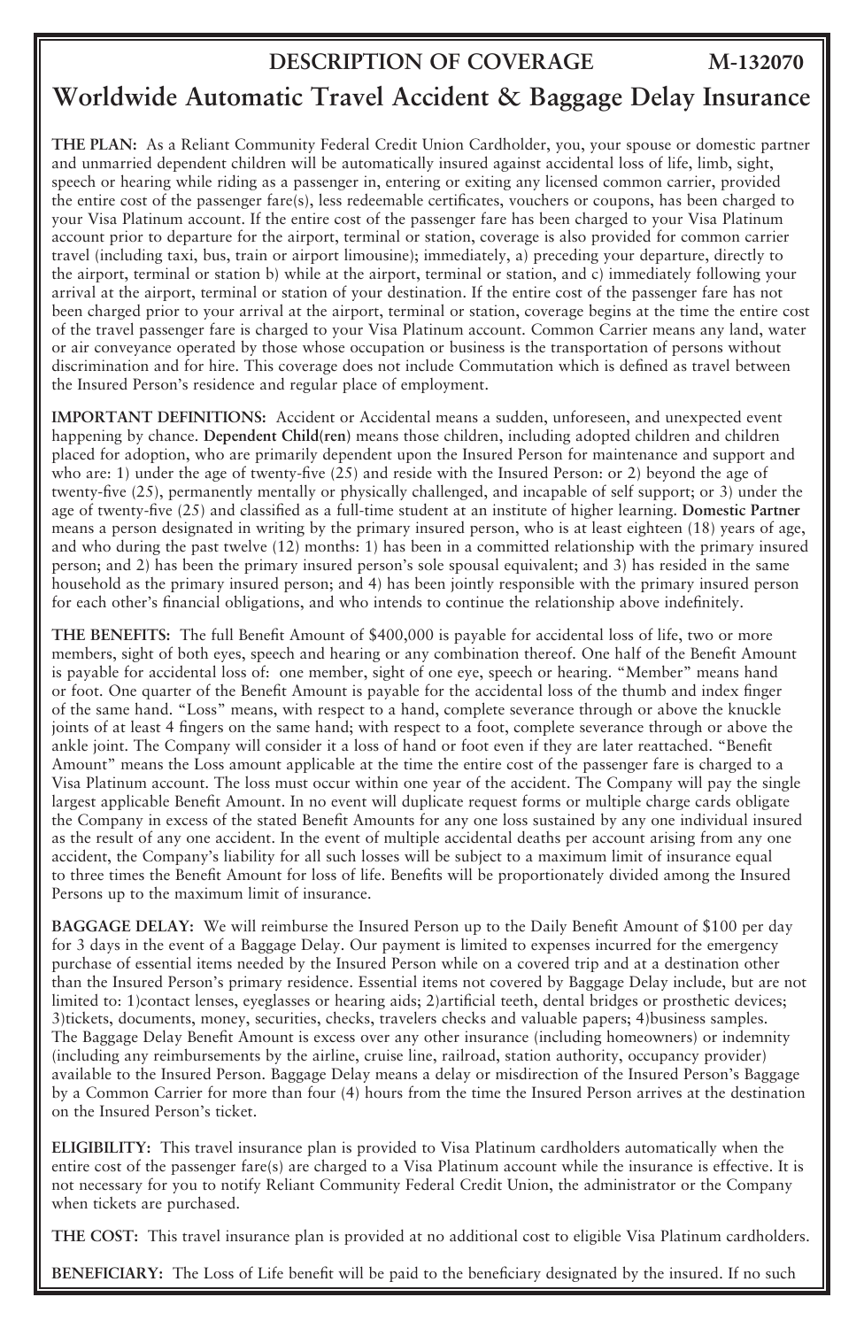## DESCRIPTION OF COVERAGE M-132070

# Worldwide Automatic Travel Accident & Baggage Delay Insurance

**THE PLAN:** As a Reliant Community Federal Credit Union Cardholder, you, your spouse or domestic partner and unmarried dependent children will be automatically insured against accidental loss of life, limb, sight, speech or hearing while riding as a passenger in, entering or exiting any licensed common carrier, provided the entire cost of the passenger fare(s), less redeemable certificates, vouchers or coupons, has been charged to your Visa Platinum account. If the entire cost of the passenger fare has been charged to your Visa Platinum account prior to departure for the airport, terminal or station, coverage is also provided for common carrier travel (including taxi, bus, train or airport limousine); immediately, a) preceding your departure, directly to the airport, terminal or station b) while at the airport, terminal or station, and c) immediately following your arrival at the airport, terminal or station of your destination. If the entire cost of the passenger fare has not been charged prior to your arrival at the airport, terminal or station, coverage begins at the time the entire cost of the travel passenger fare is charged to your Visa Platinum account. Common Carrier means any land, water or air conveyance operated by those whose occupation or business is the transportation of persons without discrimination and for hire. This coverage does not include Commutation which is defined as travel between the Insured Person's residence and regular place of employment.

**IMPORTANT DEFINITIONS:** Accident or Accidental means a sudden, unforeseen, and unexpected event happening by chance. **Dependent Child(ren)** means those children, including adopted children and children placed for adoption, who are primarily dependent upon the Insured Person for maintenance and support and who are: 1) under the age of twenty-five (25) and reside with the Insured Person: or 2) beyond the age of twenty-five (25), permanently mentally or physically challenged, and incapable of self support; or 3) under the age of twenty-five (25) and classified as a full-time student at an institute of higher learning. **Domestic Partner** means a person designated in writing by the primary insured person, who is at least eighteen (18) years of age, and who during the past twelve (12) months: 1) has been in a committed relationship with the primary insured person; and 2) has been the primary insured person's sole spousal equivalent; and 3) has resided in the same household as the primary insured person; and 4) has been jointly responsible with the primary insured person for each other's financial obligations, and who intends to continue the relationship above indefinitely.

**THE BENEFITS:** The full Benefit Amount of $400,000 is payable for accidental loss of life, two or more members, sight of both eyes, speech and hearing or any combination thereof. One half of the Benefit Amount is payable for accidental loss of: one member, sight of one eye, speech or hearing. "Member" means hand or foot. One quarter of the Benefit Amount is payable for the accidental loss of the thumb and index finger of the same hand. "Loss" means, with respect to a hand, complete severance through or above the knuckle joints of at least 4 fingers on the same hand; with respect to a foot, complete severance through or above the ankle joint. The Company will consider it a loss of hand or foot even if they are later reattached. "Benefit Amount" means the Loss amount applicable at the time the entire cost of the passenger fare is charged to a Visa Platinum account. The loss must occur within one year of the accident. The Company will pay the single largest applicable Benefit Amount. In no event will duplicate request forms or multiple charge cards obligate the Company in excess of the stated Benefit Amounts for any one loss sustained by any one individual insured as the result of any one accident. In the event of multiple accidental deaths per account arising from any one accident, the Company's liability for all such losses will be subject to a maximum limit of insurance equal to three times the Benefit Amount for loss of life. Benefits will be proportionately divided among the Insured Persons up to the maximum limit of insurance.

**BAGGAGE DELAY:** We will reimburse the Insured Person up to the Daily Benefit Amount of $100 per day for 3 days in the event of a Baggage Delay. Our payment is limited to expenses incurred for the emergency purchase of essential items needed by the Insured Person while on a covered trip and at a destination other than the Insured Person's primary residence. Essential items not covered by Baggage Delay include, but are not limited to: 1)contact lenses, eyeglasses or hearing aids; 2)artificial teeth, dental bridges or prosthetic devices; 3)tickets, documents, money, securities, checks, travelers checks and valuable papers; 4)business samples. The Baggage Delay Benefit Amount is excess over any other insurance (including homeowners) or indemnity (including any reimbursements by the airline, cruise line, railroad, station authority, occupancy provider) available to the Insured Person. Baggage Delay means a delay or misdirection of the Insured Person's Baggage by a Common Carrier for more than four (4) hours from the time the Insured Person arrives at the destination on the Insured Person's ticket.

**ELIGIBILITY:** This travel insurance plan is provided to Visa Platinum cardholders automatically when the entire cost of the passenger fare(s) are charged to a Visa Platinum account while the insurance is effective. It is not necessary for you to notify Reliant Community Federal Credit Union, the administrator or the Company when tickets are purchased.

**THE COST:** This travel insurance plan is provided at no additional cost to eligible Visa Platinum cardholders.

**BENEFICIARY:** The Loss of Life benefit will be paid to the beneficiary designated by the insured. If no such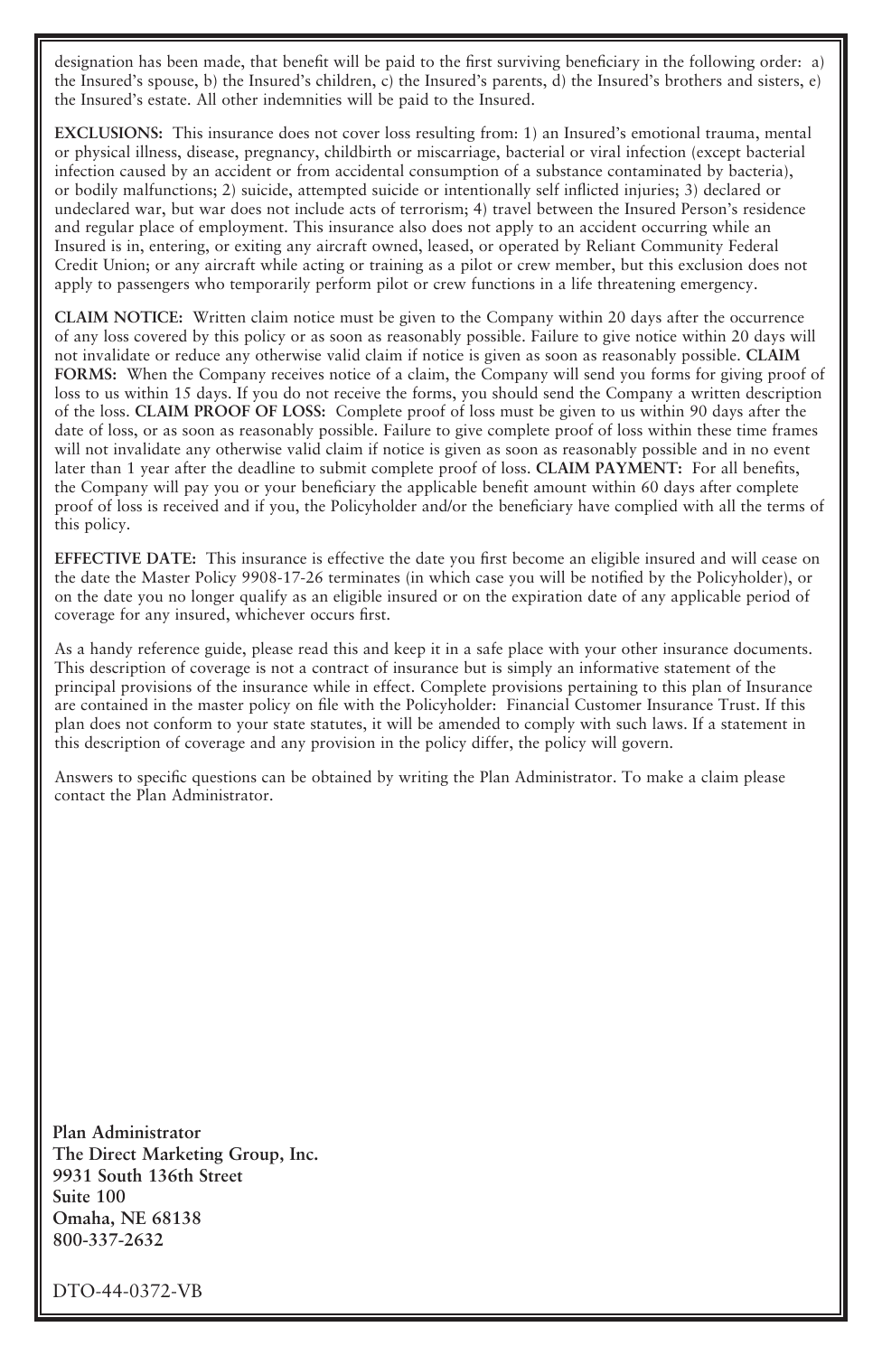designation has been made, that benefit will be paid to the first surviving beneficiary in the following order: a) the Insured's spouse, b) the Insured's children, c) the Insured's parents, d) the Insured's brothers and sisters, e) the Insured's estate. All other indemnities will be paid to the Insured.

**EXCLUSIONS:** This insurance does not cover loss resulting from: 1) an Insured's emotional trauma, mental or physical illness, disease, pregnancy, childbirth or miscarriage, bacterial or viral infection (except bacterial infection caused by an accident or from accidental consumption of a substance contaminated by bacteria), or bodily malfunctions; 2) suicide, attempted suicide or intentionally self inflicted injuries; 3) declared or undeclared war, but war does not include acts of terrorism; 4) travel between the Insured Person's residence and regular place of employment. This insurance also does not apply to an accident occurring while an Insured is in, entering, or exiting any aircraft owned, leased, or operated by Reliant Community Federal Credit Union; or any aircraft while acting or training as a pilot or crew member, but this exclusion does not apply to passengers who temporarily perform pilot or crew functions in a life threatening emergency.

**CLAIM NOTICE:** Written claim notice must be given to the Company within 20 days after the occurrence of any loss covered by this policy or as soon as reasonably possible. Failure to give notice within 20 days will not invalidate or reduce any otherwise valid claim if notice is given as soon as reasonably possible. **CLAIM FORMS:** When the Company receives notice of a claim, the Company will send you forms for giving proof of loss to us within 15 days. If you do not receive the forms, you should send the Company a written description of the loss. **CLAIM PROOF OF LOSS:** Complete proof of loss must be given to us within 90 days after the date of loss, or as soon as reasonably possible. Failure to give complete proof of loss within these time frames will not invalidate any otherwise valid claim if notice is given as soon as reasonably possible and in no event later than 1 year after the deadline to submit complete proof of loss. **CLAIM PAYMENT:** For all benefits, the Company will pay you or your beneficiary the applicable benefit amount within 60 days after complete proof of loss is received and if you, the Policyholder and/or the beneficiary have complied with all the terms of this policy.

**EFFECTIVE DATE:** This insurance is effective the date you first become an eligible insured and will cease on the date the Master Policy 9908-17-26 terminates (in which case you will be notified by the Policyholder), or on the date you no longer qualify as an eligible insured or on the expiration date of any applicable period of coverage for any insured, whichever occurs first.

As a handy reference guide, please read this and keep it in a safe place with your other insurance documents. This description of coverage is not a contract of insurance but is simply an informative statement of the principal provisions of the insurance while in effect. Complete provisions pertaining to this plan of Insurance are contained in the master policy on file with the Policyholder: Financial Customer Insurance Trust. If this plan does not conform to your state statutes, it will be amended to comply with such laws. If a statement in this description of coverage and any provision in the policy differ, the policy will govern.

Answers to specific questions can be obtained by writing the Plan Administrator. To make a claim please contact the Plan Administrator.

**Plan Administrator**
**The Direct Marketing Group, Inc.**
**9931 South 136th Street**
**Suite 100**
**Omaha, NE 68138**
**800-337-2632**

DTO-44-0372-VB